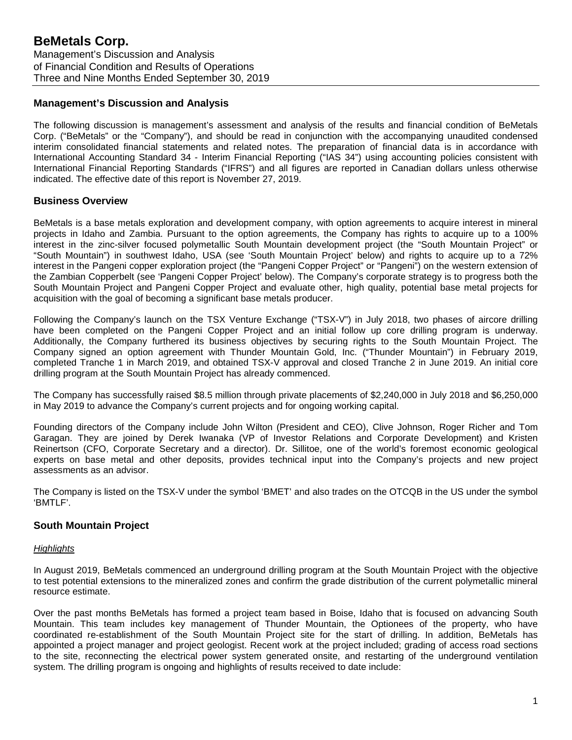# BeMetals Corp.

Management's Discussion and Analysis
of Financial Condition and Results of Operations
Three and Nine Months Ended September 30, 2019

## Management's Discussion and Analysis

The following discussion is management's assessment and analysis of the results and financial condition of BeMetals Corp. ("BeMetals" or the "Company"), and should be read in conjunction with the accompanying unaudited condensed interim consolidated financial statements and related notes. The preparation of financial data is in accordance with International Accounting Standard 34 - Interim Financial Reporting ("IAS 34") using accounting policies consistent with International Financial Reporting Standards ("IFRS") and all figures are reported in Canadian dollars unless otherwise indicated. The effective date of this report is November 27, 2019.

## Business Overview

BeMetals is a base metals exploration and development company, with option agreements to acquire interest in mineral projects in Idaho and Zambia. Pursuant to the option agreements, the Company has rights to acquire up to a 100% interest in the zinc-silver focused polymetallic South Mountain development project (the "South Mountain Project" or "South Mountain") in southwest Idaho, USA (see 'South Mountain Project' below) and rights to acquire up to a 72% interest in the Pangeni copper exploration project (the "Pangeni Copper Project" or "Pangeni") on the western extension of the Zambian Copperbelt (see 'Pangeni Copper Project' below). The Company's corporate strategy is to progress both the South Mountain Project and Pangeni Copper Project and evaluate other, high quality, potential base metal projects for acquisition with the goal of becoming a significant base metals producer.

Following the Company's launch on the TSX Venture Exchange ("TSX-V") in July 2018, two phases of aircore drilling have been completed on the Pangeni Copper Project and an initial follow up core drilling program is underway. Additionally, the Company furthered its business objectives by securing rights to the South Mountain Project. The Company signed an option agreement with Thunder Mountain Gold, Inc. ("Thunder Mountain") in February 2019, completed Tranche 1 in March 2019, and obtained TSX-V approval and closed Tranche 2 in June 2019. An initial core drilling program at the South Mountain Project has already commenced.

The Company has successfully raised $8.5 million through private placements of $2,240,000 in July 2018 and $6,250,000 in May 2019 to advance the Company's current projects and for ongoing working capital.

Founding directors of the Company include John Wilton (President and CEO), Clive Johnson, Roger Richer and Tom Garagan. They are joined by Derek Iwanaka (VP of Investor Relations and Corporate Development) and Kristen Reinertson (CFO, Corporate Secretary and a director). Dr. Sillitoe, one of the world's foremost economic geological experts on base metal and other deposits, provides technical input into the Company's projects and new project assessments as an advisor.

The Company is listed on the TSX-V under the symbol 'BMET' and also trades on the OTCQB in the US under the symbol 'BMTLF'.

## South Mountain Project

*Highlights*

In August 2019, BeMetals commenced an underground drilling program at the South Mountain Project with the objective to test potential extensions to the mineralized zones and confirm the grade distribution of the current polymetallic mineral resource estimate.

Over the past months BeMetals has formed a project team based in Boise, Idaho that is focused on advancing South Mountain. This team includes key management of Thunder Mountain, the Optionees of the property, who have coordinated re-establishment of the South Mountain Project site for the start of drilling. In addition, BeMetals has appointed a project manager and project geologist. Recent work at the project included; grading of access road sections to the site, reconnecting the electrical power system generated onsite, and restarting of the underground ventilation system. The drilling program is ongoing and highlights of results received to date include: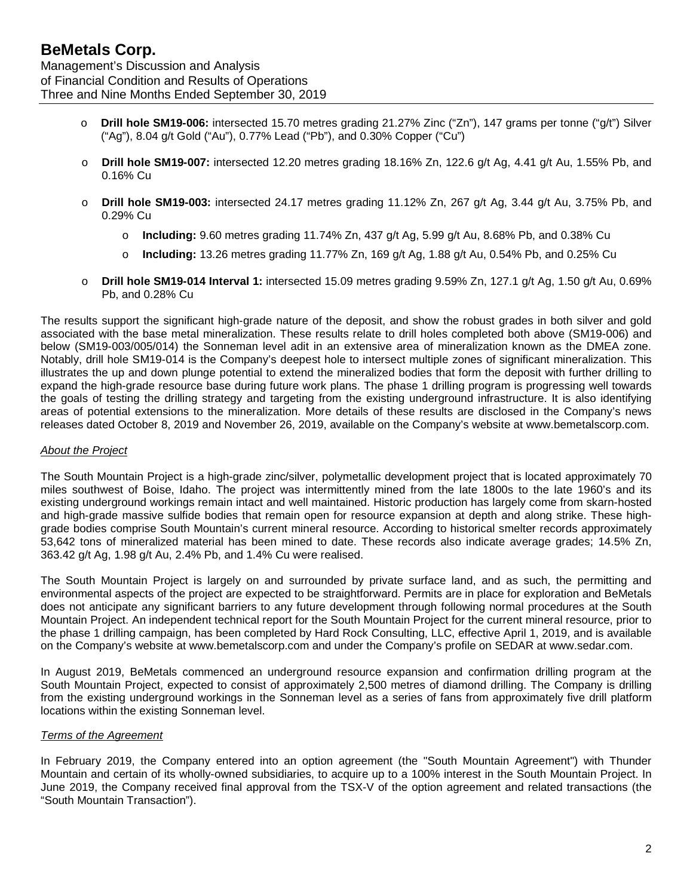- **Drill hole SM19-006:** intersected 15.70 metres grading 21.27% Zinc ("Zn"), 147 grams per tonne ("g/t") Silver ("Ag"), 8.04 g/t Gold ("Au"), 0.77% Lead ("Pb"), and 0.30% Copper ("Cu")
- **Drill hole SM19-007:** intersected 12.20 metres grading 18.16% Zn, 122.6 g/t Ag, 4.41 g/t Au, 1.55% Pb, and 0.16% Cu
- **Drill hole SM19-003:** intersected 24.17 metres grading 11.12% Zn, 267 g/t Ag, 3.44 g/t Au, 3.75% Pb, and 0.29% Cu
  - **Including:** 9.60 metres grading 11.74% Zn, 437 g/t Ag, 5.99 g/t Au, 8.68% Pb, and 0.38% Cu
  - **Including:** 13.26 metres grading 11.77% Zn, 169 g/t Ag, 1.88 g/t Au, 0.54% Pb, and 0.25% Cu
- **Drill hole SM19-014 Interval 1:** intersected 15.09 metres grading 9.59% Zn, 127.1 g/t Ag, 1.50 g/t Au, 0.69% Pb, and 0.28% Cu

The results support the significant high-grade nature of the deposit, and show the robust grades in both silver and gold associated with the base metal mineralization. These results relate to drill holes completed both above (SM19-006) and below (SM19-003/005/014) the Sonneman level adit in an extensive area of mineralization known as the DMEA zone. Notably, drill hole SM19-014 is the Company's deepest hole to intersect multiple zones of significant mineralization. This illustrates the up and down plunge potential to extend the mineralized bodies that form the deposit with further drilling to expand the high-grade resource base during future work plans. The phase 1 drilling program is progressing well towards the goals of testing the drilling strategy and targeting from the existing underground infrastructure. It is also identifying areas of potential extensions to the mineralization. More details of these results are disclosed in the Company's news releases dated October 8, 2019 and November 26, 2019, available on the Company's website at www.bemetalscorp.com.

*About the Project*

The South Mountain Project is a high-grade zinc/silver, polymetallic development project that is located approximately 70 miles southwest of Boise, Idaho. The project was intermittently mined from the late 1800s to the late 1960's and its existing underground workings remain intact and well maintained. Historic production has largely come from skarn-hosted and high-grade massive sulfide bodies that remain open for resource expansion at depth and along strike. These high-grade bodies comprise South Mountain's current mineral resource. According to historical smelter records approximately 53,642 tons of mineralized material has been mined to date. These records also indicate average grades; 14.5% Zn, 363.42 g/t Ag, 1.98 g/t Au, 2.4% Pb, and 1.4% Cu were realised.

The South Mountain Project is largely on and surrounded by private surface land, and as such, the permitting and environmental aspects of the project are expected to be straightforward. Permits are in place for exploration and BeMetals does not anticipate any significant barriers to any future development through following normal procedures at the South Mountain Project. An independent technical report for the South Mountain Project for the current mineral resource, prior to the phase 1 drilling campaign, has been completed by Hard Rock Consulting, LLC, effective April 1, 2019, and is available on the Company's website at www.bemetalscorp.com and under the Company's profile on SEDAR at www.sedar.com.

In August 2019, BeMetals commenced an underground resource expansion and confirmation drilling program at the South Mountain Project, expected to consist of approximately 2,500 metres of diamond drilling. The Company is drilling from the existing underground workings in the Sonneman level as a series of fans from approximately five drill platform locations within the existing Sonneman level.

*Terms of the Agreement*

In February 2019, the Company entered into an option agreement (the "South Mountain Agreement") with Thunder Mountain and certain of its wholly-owned subsidiaries, to acquire up to a 100% interest in the South Mountain Project. In June 2019, the Company received final approval from the TSX-V of the option agreement and related transactions (the "South Mountain Transaction").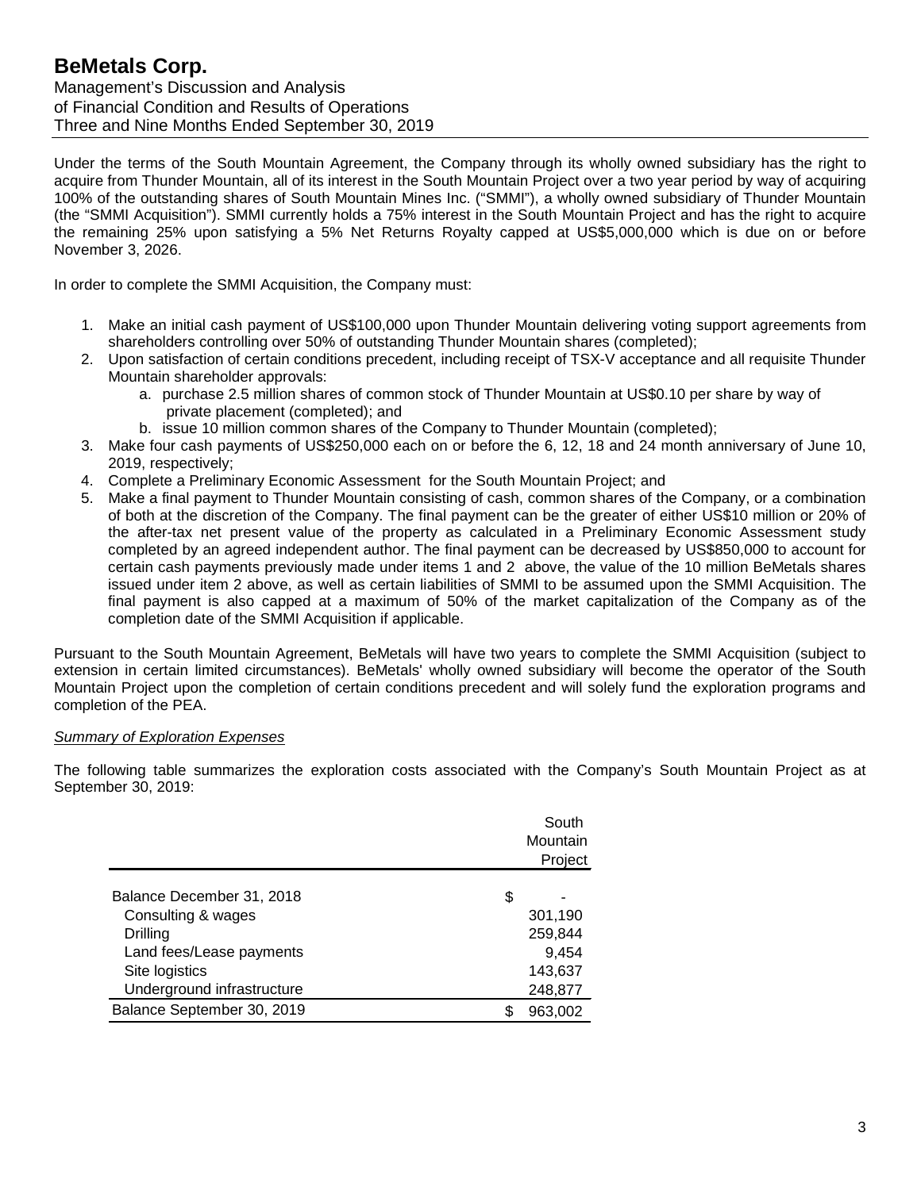Under the terms of the South Mountain Agreement, the Company through its wholly owned subsidiary has the right to acquire from Thunder Mountain, all of its interest in the South Mountain Project over a two year period by way of acquiring 100% of the outstanding shares of South Mountain Mines Inc. ("SMMI"), a wholly owned subsidiary of Thunder Mountain (the "SMMI Acquisition"). SMMI currently holds a 75% interest in the South Mountain Project and has the right to acquire the remaining 25% upon satisfying a 5% Net Returns Royalty capped at US$5,000,000 which is due on or before November 3, 2026.

In order to complete the SMMI Acquisition, the Company must:

1. Make an initial cash payment of US$100,000 upon Thunder Mountain delivering voting support agreements from shareholders controlling over 50% of outstanding Thunder Mountain shares (completed);
2. Upon satisfaction of certain conditions precedent, including receipt of TSX-V acceptance and all requisite Thunder Mountain shareholder approvals:
   a. purchase 2.5 million shares of common stock of Thunder Mountain at US$0.10 per share by way of private placement (completed); and
   b. issue 10 million common shares of the Company to Thunder Mountain (completed);
3. Make four cash payments of US$250,000 each on or before the 6, 12, 18 and 24 month anniversary of June 10, 2019, respectively;
4. Complete a Preliminary Economic Assessment for the South Mountain Project; and
5. Make a final payment to Thunder Mountain consisting of cash, common shares of the Company, or a combination of both at the discretion of the Company. The final payment can be the greater of either US$10 million or 20% of the after-tax net present value of the property as calculated in a Preliminary Economic Assessment study completed by an agreed independent author. The final payment can be decreased by US$850,000 to account for certain cash payments previously made under items 1 and 2 above, the value of the 10 million BeMetals shares issued under item 2 above, as well as certain liabilities of SMMI to be assumed upon the SMMI Acquisition. The final payment is also capped at a maximum of 50% of the market capitalization of the Company as of the completion date of the SMMI Acquisition if applicable.

Pursuant to the South Mountain Agreement, BeMetals will have two years to complete the SMMI Acquisition (subject to extension in certain limited circumstances). BeMetals' wholly owned subsidiary will become the operator of the South Mountain Project upon the completion of certain conditions precedent and will solely fund the exploration programs and completion of the PEA.

*Summary of Exploration Expenses*

The following table summarizes the exploration costs associated with the Company's South Mountain Project as at September 30, 2019:

| | South Mountain Project |
|---|---|
| Balance December 31, 2018 | $ - |
| Consulting & wages | 301,190 |
| Drilling | 259,844 |
| Land fees/Lease payments | 9,454 |
| Site logistics | 143,637 |
| Underground infrastructure | 248,877 |
| Balance September 30, 2019 | $ 963,002 |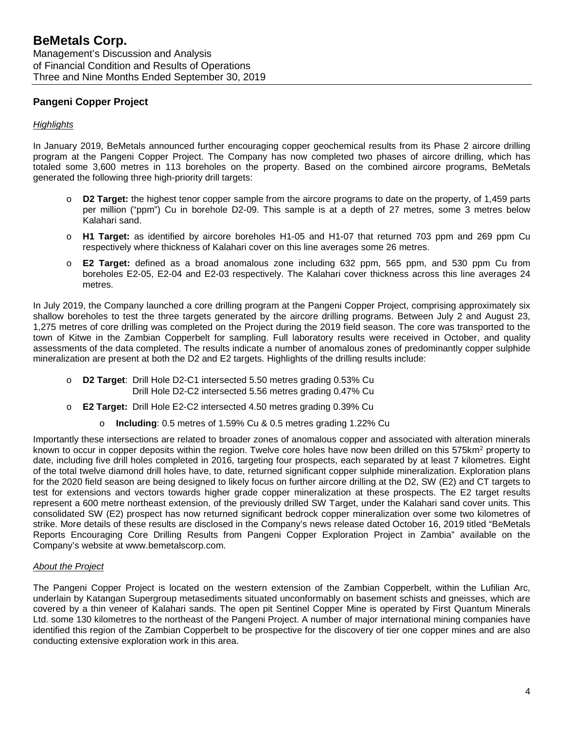## Pangeni Copper Project

*Highlights*

In January 2019, BeMetals announced further encouraging copper geochemical results from its Phase 2 aircore drilling program at the Pangeni Copper Project. The Company has now completed two phases of aircore drilling, which has totaled some 3,600 metres in 113 boreholes on the property. Based on the combined aircore programs, BeMetals generated the following three high-priority drill targets:

- **D2 Target:** the highest tenor copper sample from the aircore programs to date on the property, of 1,459 parts per million ("ppm") Cu in borehole D2-09. This sample is at a depth of 27 metres, some 3 metres below Kalahari sand.
- **H1 Target:** as identified by aircore boreholes H1-05 and H1-07 that returned 703 ppm and 269 ppm Cu respectively where thickness of Kalahari cover on this line averages some 26 metres.
- **E2 Target:** defined as a broad anomalous zone including 632 ppm, 565 ppm, and 530 ppm Cu from boreholes E2-05, E2-04 and E2-03 respectively. The Kalahari cover thickness across this line averages 24 metres.

In July 2019, the Company launched a core drilling program at the Pangeni Copper Project, comprising approximately six shallow boreholes to test the three targets generated by the aircore drilling programs. Between July 2 and August 23, 1,275 metres of core drilling was completed on the Project during the 2019 field season. The core was transported to the town of Kitwe in the Zambian Copperbelt for sampling. Full laboratory results were received in October, and quality assessments of the data completed. The results indicate a number of anomalous zones of predominantly copper sulphide mineralization are present at both the D2 and E2 targets. Highlights of the drilling results include:

- **D2 Target**: Drill Hole D2-C1 intersected 5.50 metres grading 0.53% Cu
  Drill Hole D2-C2 intersected 5.56 metres grading 0.47% Cu
- **E2 Target:** Drill Hole E2-C2 intersected 4.50 metres grading 0.39% Cu
  - **Including**: 0.5 metres of 1.59% Cu & 0.5 metres grading 1.22% Cu

Importantly these intersections are related to broader zones of anomalous copper and associated with alteration minerals known to occur in copper deposits within the region. Twelve core holes have now been drilled on this 575km$^2$ property to date, including five drill holes completed in 2016, targeting four prospects, each separated by at least 7 kilometres. Eight of the total twelve diamond drill holes have, to date, returned significant copper sulphide mineralization. Exploration plans for the 2020 field season are being designed to likely focus on further aircore drilling at the D2, SW (E2) and CT targets to test for extensions and vectors towards higher grade copper mineralization at these prospects. The E2 target results represent a 600 metre northeast extension, of the previously drilled SW Target, under the Kalahari sand cover units. This consolidated SW (E2) prospect has now returned significant bedrock copper mineralization over some two kilometres of strike. More details of these results are disclosed in the Company's news release dated October 16, 2019 titled "BeMetals Reports Encouraging Core Drilling Results from Pangeni Copper Exploration Project in Zambia" available on the Company's website at www.bemetalscorp.com.

*About the Project*

The Pangeni Copper Project is located on the western extension of the Zambian Copperbelt, within the Lufilian Arc, underlain by Katangan Supergroup metasediments situated unconformably on basement schists and gneisses, which are covered by a thin veneer of Kalahari sands. The open pit Sentinel Copper Mine is operated by First Quantum Minerals Ltd. some 130 kilometres to the northeast of the Pangeni Project. A number of major international mining companies have identified this region of the Zambian Copperbelt to be prospective for the discovery of tier one copper mines and are also conducting extensive exploration work in this area.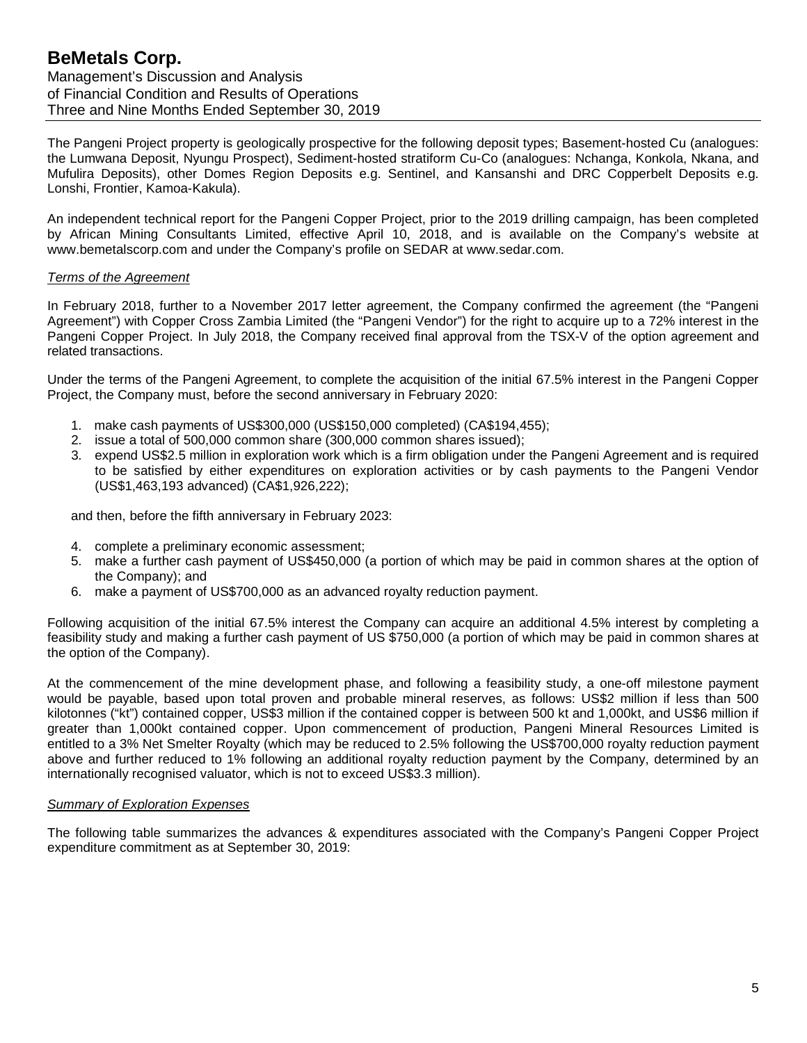The Pangeni Project property is geologically prospective for the following deposit types; Basement-hosted Cu (analogues: the Lumwana Deposit, Nyungu Prospect), Sediment-hosted stratiform Cu-Co (analogues: Nchanga, Konkola, Nkana, and Mufulira Deposits), other Domes Region Deposits e.g. Sentinel, and Kansanshi and DRC Copperbelt Deposits e.g. Lonshi, Frontier, Kamoa-Kakula).

An independent technical report for the Pangeni Copper Project, prior to the 2019 drilling campaign, has been completed by African Mining Consultants Limited, effective April 10, 2018, and is available on the Company's website at www.bemetalscorp.com and under the Company's profile on SEDAR at www.sedar.com.

*Terms of the Agreement*

In February 2018, further to a November 2017 letter agreement, the Company confirmed the agreement (the "Pangeni Agreement") with Copper Cross Zambia Limited (the "Pangeni Vendor") for the right to acquire up to a 72% interest in the Pangeni Copper Project. In July 2018, the Company received final approval from the TSX-V of the option agreement and related transactions.

Under the terms of the Pangeni Agreement, to complete the acquisition of the initial 67.5% interest in the Pangeni Copper Project, the Company must, before the second anniversary in February 2020:

1. make cash payments of US$300,000 (US$150,000 completed) (CA$194,455);
2. issue a total of 500,000 common share (300,000 common shares issued);
3. expend US$2.5 million in exploration work which is a firm obligation under the Pangeni Agreement and is required to be satisfied by either expenditures on exploration activities or by cash payments to the Pangeni Vendor (US$1,463,193 advanced) (CA$1,926,222);

and then, before the fifth anniversary in February 2023:

4. complete a preliminary economic assessment;
5. make a further cash payment of US$450,000 (a portion of which may be paid in common shares at the option of the Company); and
6. make a payment of US$700,000 as an advanced royalty reduction payment.

Following acquisition of the initial 67.5% interest the Company can acquire an additional 4.5% interest by completing a feasibility study and making a further cash payment of US $750,000 (a portion of which may be paid in common shares at the option of the Company).

At the commencement of the mine development phase, and following a feasibility study, a one-off milestone payment would be payable, based upon total proven and probable mineral reserves, as follows: US$2 million if less than 500 kilotonnes ("kt") contained copper, US$3 million if the contained copper is between 500 kt and 1,000kt, and US$6 million if greater than 1,000kt contained copper. Upon commencement of production, Pangeni Mineral Resources Limited is entitled to a 3% Net Smelter Royalty (which may be reduced to 2.5% following the US$700,000 royalty reduction payment above and further reduced to 1% following an additional royalty reduction payment by the Company, determined by an internationally recognised valuator, which is not to exceed US$3.3 million).

*Summary of Exploration Expenses*

The following table summarizes the advances & expenditures associated with the Company's Pangeni Copper Project expenditure commitment as at September 30, 2019: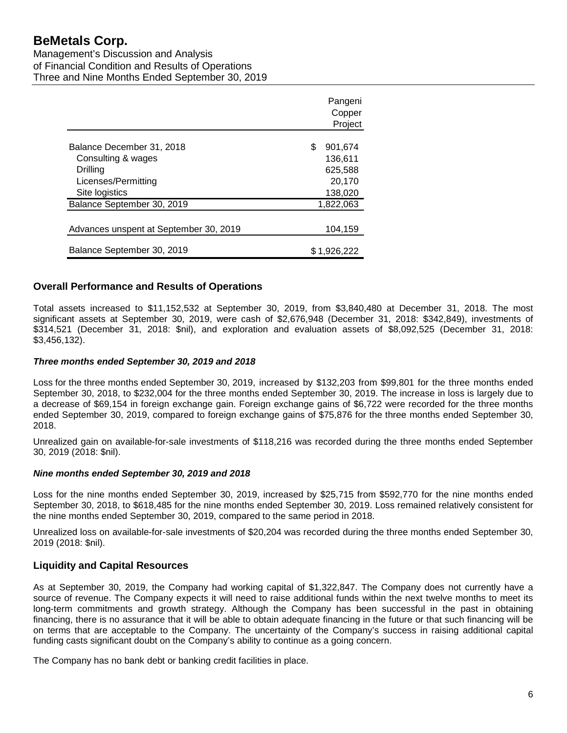| | Pangeni Copper Project |
|---|---|
| Balance December 31, 2018 | $ 901,674 |
| Consulting & wages | 136,611 |
| Drilling | 625,588 |
| Licenses/Permitting | 20,170 |
| Site logistics | 138,020 |
| Balance September 30, 2019 | 1,822,063 |
| Advances unspent at September 30, 2019 | 104,159 |
| Balance September 30, 2019 | $ 1,926,222 |

## Overall Performance and Results of Operations

Total assets increased to $11,152,532 at September 30, 2019, from $3,840,480 at December 31, 2018. The most significant assets at September 30, 2019, were cash of $2,676,948 (December 31, 2018: $342,849), investments of $314,521 (December 31, 2018: $nil), and exploration and evaluation assets of $8,092,525 (December 31, 2018: $3,456,132).

### *Three months ended September 30, 2019 and 2018*

Loss for the three months ended September 30, 2019, increased by $132,203 from $99,801 for the three months ended September 30, 2018, to $232,004 for the three months ended September 30, 2019. The increase in loss is largely due to a decrease of $69,154 in foreign exchange gain. Foreign exchange gains of $6,722 were recorded for the three months ended September 30, 2019, compared to foreign exchange gains of $75,876 for the three months ended September 30, 2018.

Unrealized gain on available-for-sale investments of $118,216 was recorded during the three months ended September 30, 2019 (2018: $nil).

### *Nine months ended September 30, 2019 and 2018*

Loss for the nine months ended September 30, 2019, increased by $25,715 from $592,770 for the nine months ended September 30, 2018, to $618,485 for the nine months ended September 30, 2019. Loss remained relatively consistent for the nine months ended September 30, 2019, compared to the same period in 2018.

Unrealized loss on available-for-sale investments of $20,204 was recorded during the three months ended September 30, 2019 (2018: $nil).

## Liquidity and Capital Resources

As at September 30, 2019, the Company had working capital of $1,322,847. The Company does not currently have a source of revenue. The Company expects it will need to raise additional funds within the next twelve months to meet its long-term commitments and growth strategy. Although the Company has been successful in the past in obtaining financing, there is no assurance that it will be able to obtain adequate financing in the future or that such financing will be on terms that are acceptable to the Company. The uncertainty of the Company's success in raising additional capital funding casts significant doubt on the Company's ability to continue as a going concern.

The Company has no bank debt or banking credit facilities in place.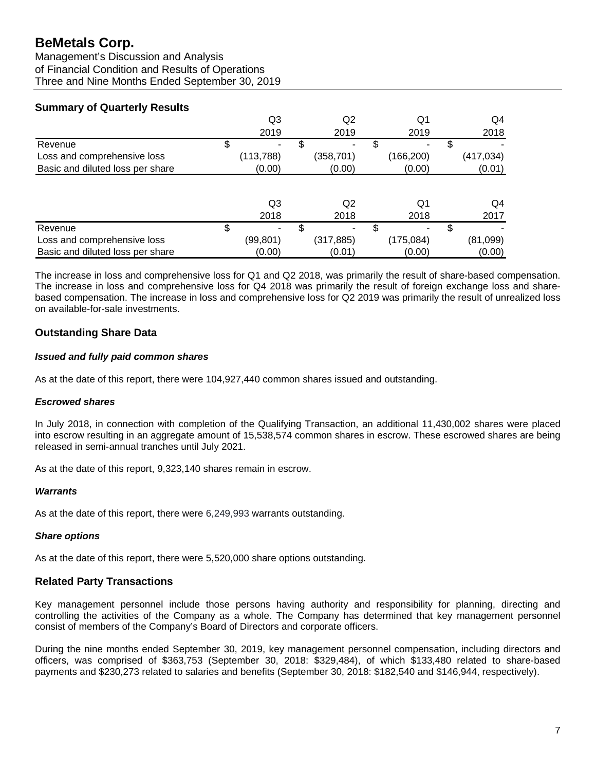## Summary of Quarterly Results

| | Q3 2019 | Q2 2019 | Q1 2019 | Q4 2018 |
|---|---|---|---|---|
| Revenue | $ - | $ - | $ - | $ - |
| Loss and comprehensive loss | (113,788) | (358,701) | (166,200) | (417,034) |
| Basic and diluted loss per share | (0.00) | (0.00) | (0.00) | (0.01) |

| | Q3 2018 | Q2 2018 | Q1 2018 | Q4 2017 |
|---|---|---|---|---|
| Revenue | $ - | $ - | $ - | $ - |
| Loss and comprehensive loss | (99,801) | (317,885) | (175,084) | (81,099) |
| Basic and diluted loss per share | (0.00) | (0.01) | (0.00) | (0.00) |

The increase in loss and comprehensive loss for Q1 and Q2 2018, was primarily the result of share-based compensation. The increase in loss and comprehensive loss for Q4 2018 was primarily the result of foreign exchange loss and share-based compensation. The increase in loss and comprehensive loss for Q2 2019 was primarily the result of unrealized loss on available-for-sale investments.

## Outstanding Share Data

### *Issued and fully paid common shares*

As at the date of this report, there were 104,927,440 common shares issued and outstanding.

### *Escrowed shares*

In July 2018, in connection with completion of the Qualifying Transaction, an additional 11,430,002 shares were placed into escrow resulting in an aggregate amount of 15,538,574 common shares in escrow. These escrowed shares are being released in semi-annual tranches until July 2021.

As at the date of this report, 9,323,140 shares remain in escrow.

### *Warrants*

As at the date of this report, there were 6,249,993 warrants outstanding.

### *Share options*

As at the date of this report, there were 5,520,000 share options outstanding.

## Related Party Transactions

Key management personnel include those persons having authority and responsibility for planning, directing and controlling the activities of the Company as a whole. The Company has determined that key management personnel consist of members of the Company's Board of Directors and corporate officers.

During the nine months ended September 30, 2019, key management personnel compensation, including directors and officers, was comprised of $363,753 (September 30, 2018: $329,484), of which $133,480 related to share-based payments and $230,273 related to salaries and benefits (September 30, 2018: $182,540 and $146,944, respectively).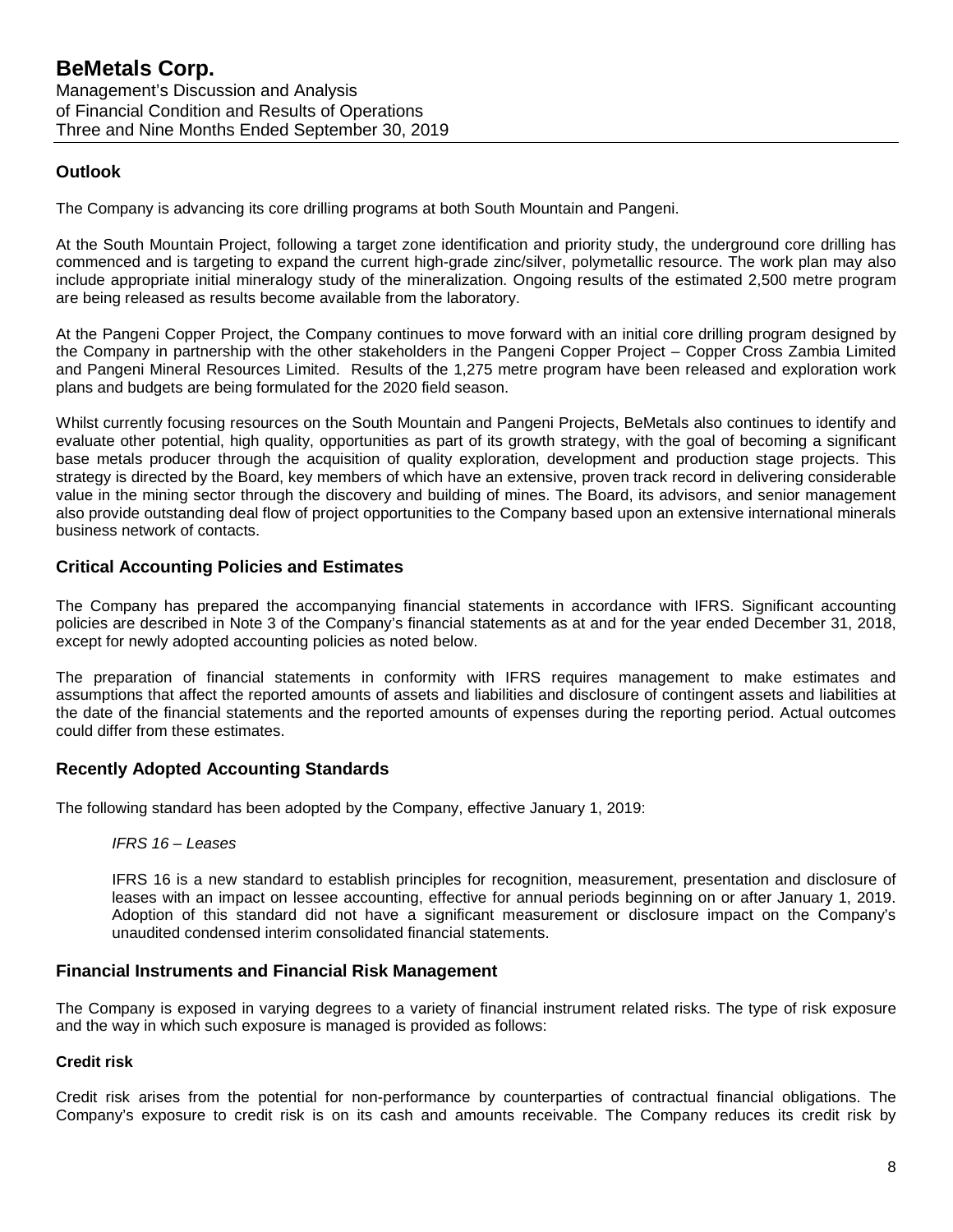## Outlook

The Company is advancing its core drilling programs at both South Mountain and Pangeni.

At the South Mountain Project, following a target zone identification and priority study, the underground core drilling has commenced and is targeting to expand the current high-grade zinc/silver, polymetallic resource. The work plan may also include appropriate initial mineralogy study of the mineralization. Ongoing results of the estimated 2,500 metre program are being released as results become available from the laboratory.

At the Pangeni Copper Project, the Company continues to move forward with an initial core drilling program designed by the Company in partnership with the other stakeholders in the Pangeni Copper Project – Copper Cross Zambia Limited and Pangeni Mineral Resources Limited. Results of the 1,275 metre program have been released and exploration work plans and budgets are being formulated for the 2020 field season.

Whilst currently focusing resources on the South Mountain and Pangeni Projects, BeMetals also continues to identify and evaluate other potential, high quality, opportunities as part of its growth strategy, with the goal of becoming a significant base metals producer through the acquisition of quality exploration, development and production stage projects. This strategy is directed by the Board, key members of which have an extensive, proven track record in delivering considerable value in the mining sector through the discovery and building of mines. The Board, its advisors, and senior management also provide outstanding deal flow of project opportunities to the Company based upon an extensive international minerals business network of contacts.

## Critical Accounting Policies and Estimates

The Company has prepared the accompanying financial statements in accordance with IFRS. Significant accounting policies are described in Note 3 of the Company's financial statements as at and for the year ended December 31, 2018, except for newly adopted accounting policies as noted below.

The preparation of financial statements in conformity with IFRS requires management to make estimates and assumptions that affect the reported amounts of assets and liabilities and disclosure of contingent assets and liabilities at the date of the financial statements and the reported amounts of expenses during the reporting period. Actual outcomes could differ from these estimates.

## Recently Adopted Accounting Standards

The following standard has been adopted by the Company, effective January 1, 2019:

*IFRS 16 – Leases*

IFRS 16 is a new standard to establish principles for recognition, measurement, presentation and disclosure of leases with an impact on lessee accounting, effective for annual periods beginning on or after January 1, 2019. Adoption of this standard did not have a significant measurement or disclosure impact on the Company's unaudited condensed interim consolidated financial statements.

## Financial Instruments and Financial Risk Management

The Company is exposed in varying degrees to a variety of financial instrument related risks. The type of risk exposure and the way in which such exposure is managed is provided as follows:

### Credit risk

Credit risk arises from the potential for non-performance by counterparties of contractual financial obligations. The Company's exposure to credit risk is on its cash and amounts receivable. The Company reduces its credit risk by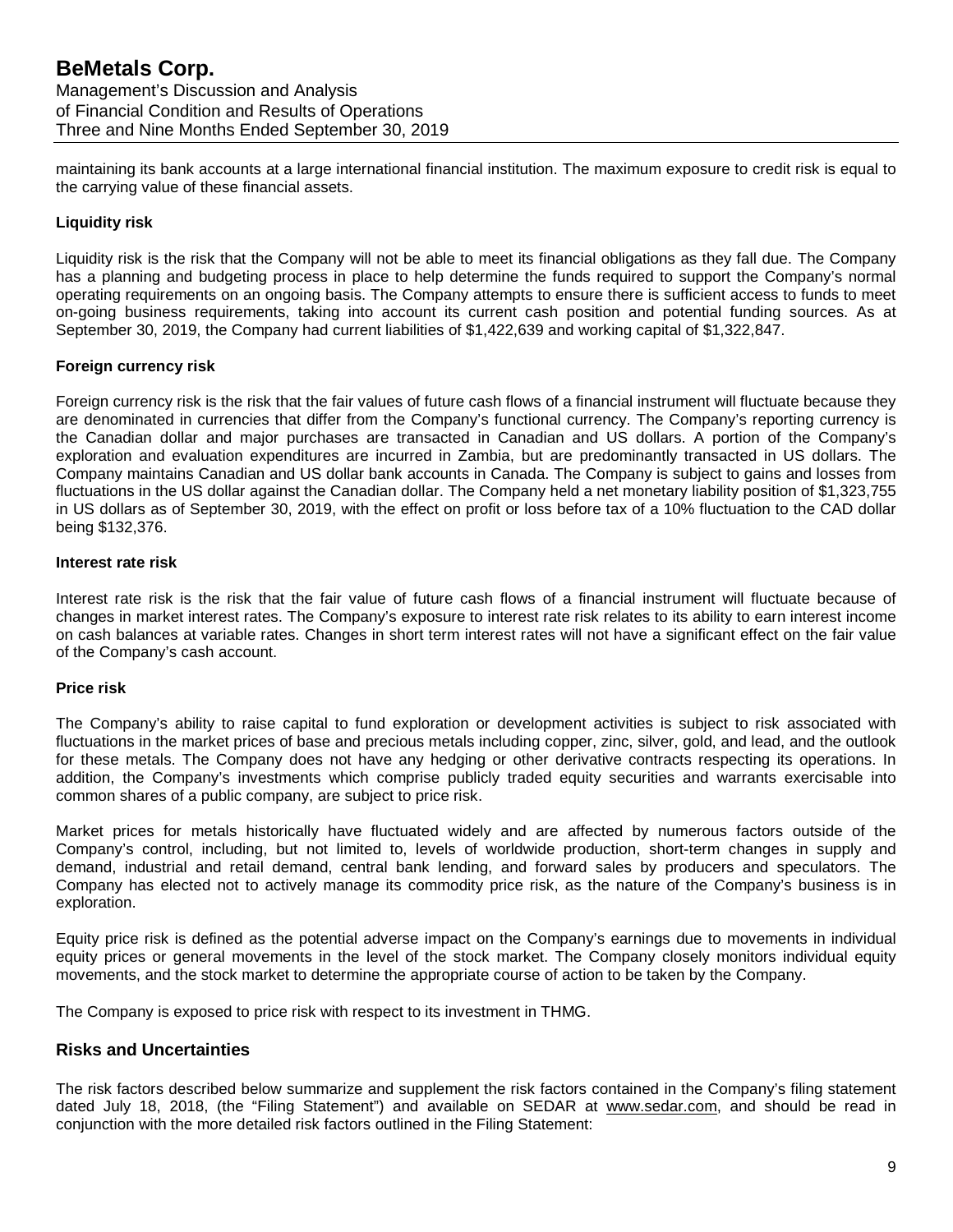maintaining its bank accounts at a large international financial institution. The maximum exposure to credit risk is equal to the carrying value of these financial assets.

**Liquidity risk**

Liquidity risk is the risk that the Company will not be able to meet its financial obligations as they fall due. The Company has a planning and budgeting process in place to help determine the funds required to support the Company's normal operating requirements on an ongoing basis. The Company attempts to ensure there is sufficient access to funds to meet on-going business requirements, taking into account its current cash position and potential funding sources. As at September 30, 2019, the Company had current liabilities of $1,422,639 and working capital of $1,322,847.

**Foreign currency risk**

Foreign currency risk is the risk that the fair values of future cash flows of a financial instrument will fluctuate because they are denominated in currencies that differ from the Company's functional currency. The Company's reporting currency is the Canadian dollar and major purchases are transacted in Canadian and US dollars. A portion of the Company's exploration and evaluation expenditures are incurred in Zambia, but are predominantly transacted in US dollars. The Company maintains Canadian and US dollar bank accounts in Canada. The Company is subject to gains and losses from fluctuations in the US dollar against the Canadian dollar. The Company held a net monetary liability position of $1,323,755 in US dollars as of September 30, 2019, with the effect on profit or loss before tax of a 10% fluctuation to the CAD dollar being $132,376.

**Interest rate risk**

Interest rate risk is the risk that the fair value of future cash flows of a financial instrument will fluctuate because of changes in market interest rates. The Company's exposure to interest rate risk relates to its ability to earn interest income on cash balances at variable rates. Changes in short term interest rates will not have a significant effect on the fair value of the Company's cash account.

**Price risk**

The Company's ability to raise capital to fund exploration or development activities is subject to risk associated with fluctuations in the market prices of base and precious metals including copper, zinc, silver, gold, and lead, and the outlook for these metals. The Company does not have any hedging or other derivative contracts respecting its operations. In addition, the Company's investments which comprise publicly traded equity securities and warrants exercisable into common shares of a public company, are subject to price risk.

Market prices for metals historically have fluctuated widely and are affected by numerous factors outside of the Company's control, including, but not limited to, levels of worldwide production, short-term changes in supply and demand, industrial and retail demand, central bank lending, and forward sales by producers and speculators. The Company has elected not to actively manage its commodity price risk, as the nature of the Company's business is in exploration.

Equity price risk is defined as the potential adverse impact on the Company's earnings due to movements in individual equity prices or general movements in the level of the stock market. The Company closely monitors individual equity movements, and the stock market to determine the appropriate course of action to be taken by the Company.

The Company is exposed to price risk with respect to its investment in THMG.

## Risks and Uncertainties

The risk factors described below summarize and supplement the risk factors contained in the Company's filing statement dated July 18, 2018, (the "Filing Statement") and available on SEDAR at www.sedar.com, and should be read in conjunction with the more detailed risk factors outlined in the Filing Statement: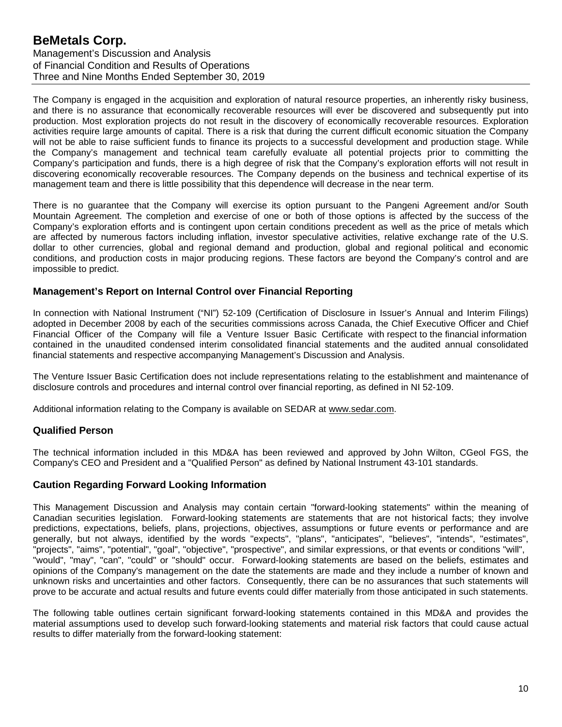The Company is engaged in the acquisition and exploration of natural resource properties, an inherently risky business, and there is no assurance that economically recoverable resources will ever be discovered and subsequently put into production. Most exploration projects do not result in the discovery of economically recoverable resources. Exploration activities require large amounts of capital. There is a risk that during the current difficult economic situation the Company will not be able to raise sufficient funds to finance its projects to a successful development and production stage. While the Company's management and technical team carefully evaluate all potential projects prior to committing the Company's participation and funds, there is a high degree of risk that the Company's exploration efforts will not result in discovering economically recoverable resources. The Company depends on the business and technical expertise of its management team and there is little possibility that this dependence will decrease in the near term.

There is no guarantee that the Company will exercise its option pursuant to the Pangeni Agreement and/or South Mountain Agreement. The completion and exercise of one or both of those options is affected by the success of the Company's exploration efforts and is contingent upon certain conditions precedent as well as the price of metals which are affected by numerous factors including inflation, investor speculative activities, relative exchange rate of the U.S. dollar to other currencies, global and regional demand and production, global and regional political and economic conditions, and production costs in major producing regions. These factors are beyond the Company's control and are impossible to predict.

## Management's Report on Internal Control over Financial Reporting

In connection with National Instrument ("NI") 52-109 (Certification of Disclosure in Issuer's Annual and Interim Filings) adopted in December 2008 by each of the securities commissions across Canada, the Chief Executive Officer and Chief Financial Officer of the Company will file a Venture Issuer Basic Certificate with respect to the financial information contained in the unaudited condensed interim consolidated financial statements and the audited annual consolidated financial statements and respective accompanying Management's Discussion and Analysis.

The Venture Issuer Basic Certification does not include representations relating to the establishment and maintenance of disclosure controls and procedures and internal control over financial reporting, as defined in NI 52-109.

Additional information relating to the Company is available on SEDAR at www.sedar.com.

## Qualified Person

The technical information included in this MD&A has been reviewed and approved by John Wilton, CGeol FGS, the Company's CEO and President and a "Qualified Person" as defined by National Instrument 43-101 standards.

## Caution Regarding Forward Looking Information

This Management Discussion and Analysis may contain certain "forward-looking statements" within the meaning of Canadian securities legislation. Forward-looking statements are statements that are not historical facts; they involve predictions, expectations, beliefs, plans, projections, objectives, assumptions or future events or performance and are generally, but not always, identified by the words "expects", "plans", "anticipates", "believes", "intends", "estimates", "projects", "aims", "potential", "goal", "objective", "prospective", and similar expressions, or that events or conditions "will", "would", "may", "can", "could" or "should" occur. Forward-looking statements are based on the beliefs, estimates and opinions of the Company's management on the date the statements are made and they include a number of known and unknown risks and uncertainties and other factors. Consequently, there can be no assurances that such statements will prove to be accurate and actual results and future events could differ materially from those anticipated in such statements.

The following table outlines certain significant forward-looking statements contained in this MD&A and provides the material assumptions used to develop such forward-looking statements and material risk factors that could cause actual results to differ materially from the forward-looking statement: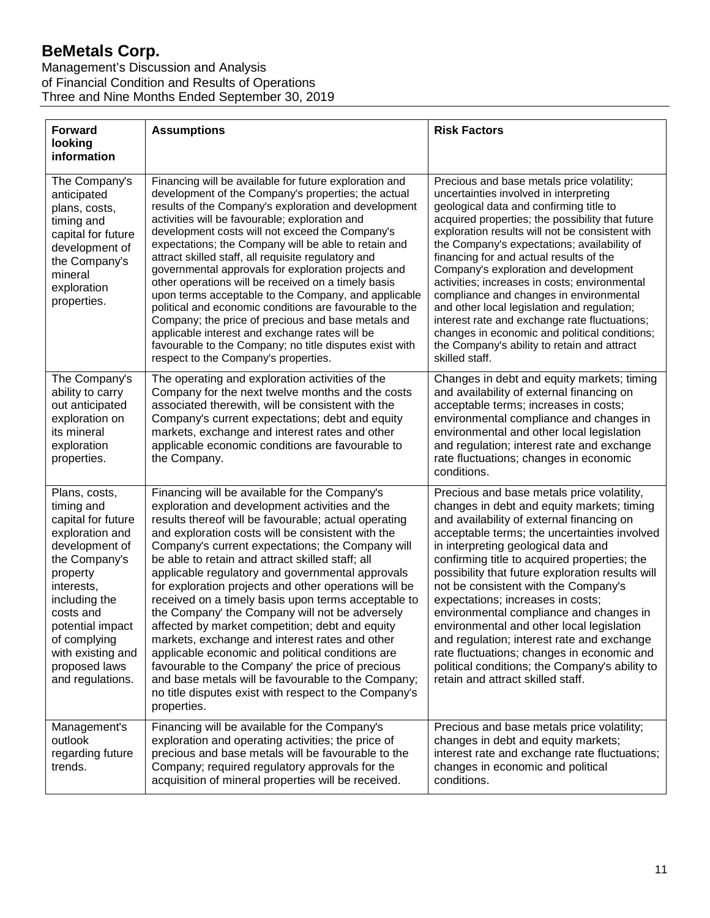| Forward looking information | Assumptions | Risk Factors |
|---|---|---|
| The Company's anticipated plans, costs, timing and capital for future development of the Company's mineral exploration properties. | Financing will be available for future exploration and development of the Company's properties; the actual results of the Company's exploration and development activities will be favourable; exploration and development costs will not exceed the Company's expectations; the Company will be able to retain and attract skilled staff, all requisite regulatory and governmental approvals for exploration projects and other operations will be received on a timely basis upon terms acceptable to the Company, and applicable political and economic conditions are favourable to the Company; the price of precious and base metals and applicable interest and exchange rates will be favourable to the Company; no title disputes exist with respect to the Company's properties. | Precious and base metals price volatility; uncertainties involved in interpreting geological data and confirming title to acquired properties; the possibility that future exploration results will not be consistent with the Company's expectations; availability of financing for and actual results of the Company's exploration and development activities; increases in costs; environmental compliance and changes in environmental and other local legislation and regulation; interest rate and exchange rate fluctuations; changes in economic and political conditions; the Company's ability to retain and attract skilled staff. |
| The Company's ability to carry out anticipated exploration on its mineral exploration properties. | The operating and exploration activities of the Company for the next twelve months and the costs associated therewith, will be consistent with the Company's current expectations; debt and equity markets, exchange and interest rates and other applicable economic conditions are favourable to the Company. | Changes in debt and equity markets; timing and availability of external financing on acceptable terms; increases in costs; environmental compliance and changes in environmental and other local legislation and regulation; interest rate and exchange rate fluctuations; changes in economic conditions. |
| Plans, costs, timing and capital for future exploration and development of the Company's property interests, including the costs and potential impact of complying with existing and proposed laws and regulations. | Financing will be available for the Company's exploration and development activities and the results thereof will be favourable; actual operating and exploration costs will be consistent with the Company's current expectations; the Company will be able to retain and attract skilled staff; all applicable regulatory and governmental approvals for exploration projects and other operations will be received on a timely basis upon terms acceptable to the Company' the Company will not be adversely affected by market competition; debt and equity markets, exchange and interest rates and other applicable economic and political conditions are favourable to the Company' the price of precious and base metals will be favourable to the Company; no title disputes exist with respect to the Company's properties. | Precious and base metals price volatility, changes in debt and equity markets; timing and availability of external financing on acceptable terms; the uncertainties involved in interpreting geological data and confirming title to acquired properties; the possibility that future exploration results will not be consistent with the Company's expectations; increases in costs; environmental compliance and changes in environmental and other local legislation and regulation; interest rate and exchange rate fluctuations; changes in economic and political conditions; the Company's ability to retain and attract skilled staff. |
| Management's outlook regarding future trends. | Financing will be available for the Company's exploration and operating activities; the price of precious and base metals will be favourable to the Company; required regulatory approvals for the acquisition of mineral properties will be received. | Precious and base metals price volatility; changes in debt and equity markets; interest rate and exchange rate fluctuations; changes in economic and political conditions. |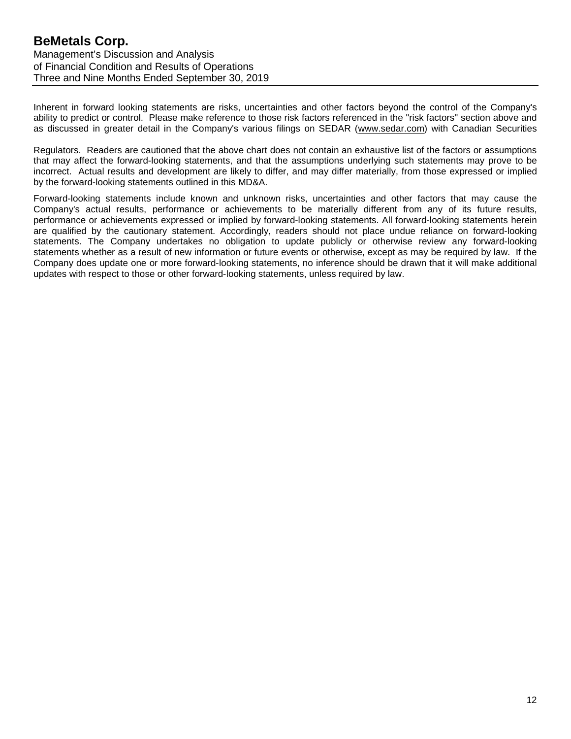Inherent in forward looking statements are risks, uncertainties and other factors beyond the control of the Company's ability to predict or control. Please make reference to those risk factors referenced in the "risk factors" section above and as discussed in greater detail in the Company's various filings on SEDAR (www.sedar.com) with Canadian Securities

Regulators. Readers are cautioned that the above chart does not contain an exhaustive list of the factors or assumptions that may affect the forward-looking statements, and that the assumptions underlying such statements may prove to be incorrect. Actual results and development are likely to differ, and may differ materially, from those expressed or implied by the forward-looking statements outlined in this MD&A.

Forward-looking statements include known and unknown risks, uncertainties and other factors that may cause the Company's actual results, performance or achievements to be materially different from any of its future results, performance or achievements expressed or implied by forward-looking statements. All forward-looking statements herein are qualified by the cautionary statement. Accordingly, readers should not place undue reliance on forward-looking statements. The Company undertakes no obligation to update publicly or otherwise review any forward-looking statements whether as a result of new information or future events or otherwise, except as may be required by law. If the Company does update one or more forward-looking statements, no inference should be drawn that it will make additional updates with respect to those or other forward-looking statements, unless required by law.